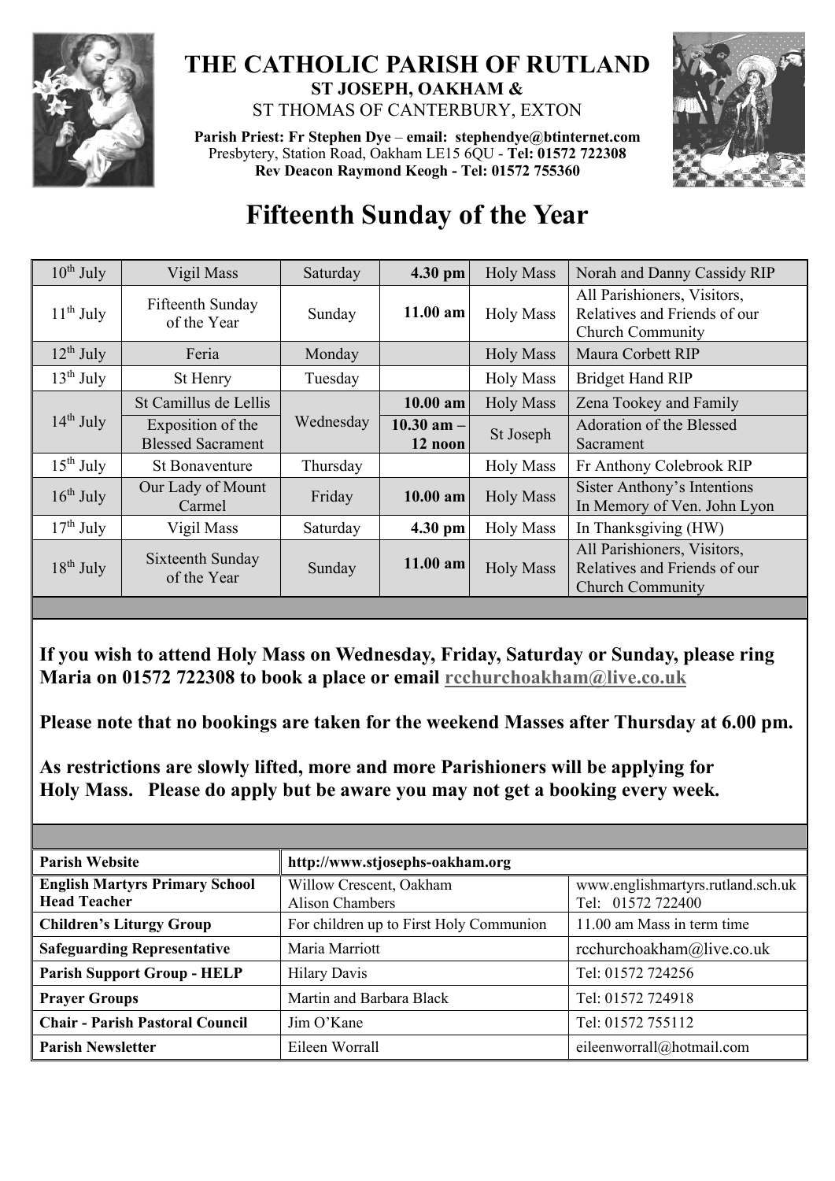# THE CATHOLIC PARISH OF RUTLAND

**ST JOSEPH, OAKHAM &**

ST THOMAS OF CANTERBURY, EXTON

**Parish Priest: Fr Stephen Dye** – **email: stephendye@btinternet.com**
Presbytery, Station Road, Oakham LE15 6QU - **Tel: 01572 722308**
**Rev Deacon Raymond Keogh - Tel: 01572 755360**

# Fifteenth Sunday of the Year

| | | | | | |
|---|---|---|---|---|---|
| 10th July | Vigil Mass | Saturday | **4.30 pm** | Holy Mass | Norah and Danny Cassidy RIP |
| 11th July | Fifteenth Sunday of the Year | Sunday | **11.00 am** | Holy Mass | All Parishioners, Visitors, Relatives and Friends of our Church Community |
| 12th July | Feria | Monday | | Holy Mass | Maura Corbett RIP |
| 13th July | St Henry | Tuesday | | Holy Mass | Bridget Hand RIP |
| 14th July | St Camillus de Lellis | Wednesday | **10.00 am** | Holy Mass | Zena Tookey and Family |
| | Exposition of the Blessed Sacrament | | **10.30 am – 12 noon** | St Joseph | Adoration of the Blessed Sacrament |
| 15th July | St Bonaventure | Thursday | | Holy Mass | Fr Anthony Colebrook RIP |
| 16th July | Our Lady of Mount Carmel | Friday | **10.00 am** | Holy Mass | Sister Anthony's Intentions In Memory of Ven. John Lyon |
| 17th July | Vigil Mass | Saturday | **4.30 pm** | Holy Mass | In Thanksgiving (HW) |
| 18th July | Sixteenth Sunday of the Year | Sunday | **11.00 am** | Holy Mass | All Parishioners, Visitors, Relatives and Friends of our Church Community |

**If you wish to attend Holy Mass on Wednesday, Friday, Saturday or Sunday, please ring Maria on 01572 722308 to book a place or email rcchurchoakham@live.co.uk**

**Please note that no bookings are taken for the weekend Masses after Thursday at 6.00 pm.**

**As restrictions are slowly lifted, more and more Parishioners will be applying for Holy Mass. Please do apply but be aware you may not get a booking every week.**

| | | |
|---|---|---|
| **Parish Website** | **http://www.stjosephs-oakham.org** | |
| **English Martyrs Primary School Head Teacher** | Willow Crescent, Oakham Alison Chambers | www.englishmartyrs.rutland.sch.uk Tel: 01572 722400 |
| **Children's Liturgy Group** | For children up to First Holy Communion | 11.00 am Mass in term time |
| **Safeguarding Representative** | Maria Marriott | rcchurchoakham@live.co.uk |
| **Parish Support Group - HELP** | Hilary Davis | Tel: 01572 724256 |
| **Prayer Groups** | Martin and Barbara Black | Tel: 01572 724918 |
| **Chair - Parish Pastoral Council** | Jim O'Kane | Tel: 01572 755112 |
| **Parish Newsletter** | Eileen Worrall | eileenworrall@hotmail.com |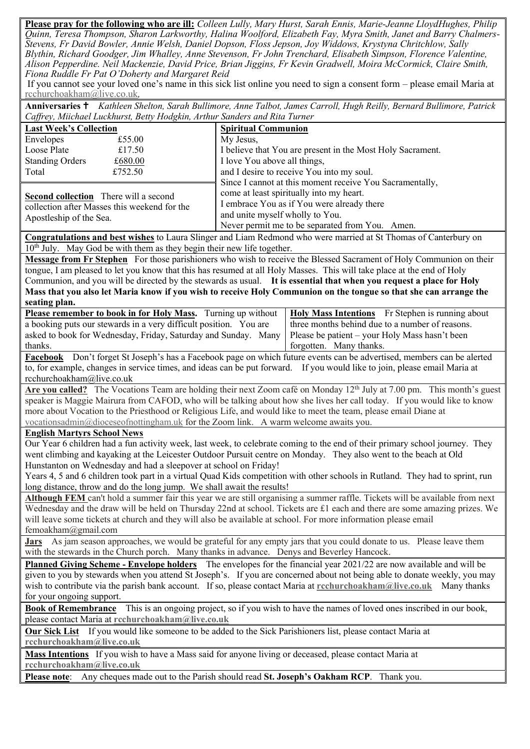**Please pray for the following who are ill:** *Colleen Lully, Mary Hurst, Sarah Ennis, Marie-Jeanne LloydHughes, Philip Quinn, Teresa Thompson, Sharon Larkworthy, Halina Woolford, Elizabeth Fay, Myra Smith, Janet and Barry Chalmers-Stevens, Fr David Bowler, Annie Welsh, Daniel Dopson, Floss Jepson, Joy Widdows, Krystyna Chritchlow, Sally Blythin, Richard Goodger, Jim Whalley, Anne Stevenson, Fr John Trenchard, Elisabeth Simpson, Florence Valentine, Alison Pepperdine. Neil Mackenzie, David Price, Brian Jiggins, Fr Kevin Gradwell, Moira McCormick, Claire Smith, Fiona Ruddle Fr Pat O'Doherty and Margaret Reid*

If you cannot see your loved one's name in this sick list online you need to sign a consent form – please email Maria at rcchurchoakham@live.co.uk,

**Anniversaries ✝** *Kathleen Shelton, Sarah Bullimore, Anne Talbot, James Carroll, Hugh Reilly, Bernard Bullimore, Patrick Caffrey, Miichael Luckhurst, Betty Hodgkin, Arthur Sanders and Rita Turner*

**Last Week's Collection**

| | |
|---|---|
| Envelopes | £55.00 |
| Loose Plate | £17.50 |
| Standing Orders | £680.00 |
| Total | £752.50 |

**Second collection** There will a second collection after Masses this weekend for the Apostleship of the Sea.

**Spiritual Communion**

My Jesus,
I believe that You are present in the Most Holy Sacrament.
I love You above all things,
and I desire to receive You into my soul.
Since I cannot at this moment receive You Sacramentally,
come at least spiritually into my heart.
I embrace You as if You were already there
and unite myself wholly to You.
Never permit me to be separated from You. Amen.

**Congratulations and best wishes** to Laura Slinger and Liam Redmond who were married at St Thomas of Canterbury on 10th July. May God be with them as they begin their new life together.

**Message from Fr Stephen** For those parishioners who wish to receive the Blessed Sacrament of Holy Communion on their tongue, I am pleased to let you know that this has resumed at all Holy Masses. This will take place at the end of Holy Communion, and you will be directed by the stewards as usual. **It is essential that when you request a place for Holy Mass that you also let Maria know if you wish to receive Holy Communion on the tongue so that she can arrange the seating plan.**

**Please remember to book in for Holy Mass.** Turning up without a booking puts our stewards in a very difficult position. You are asked to book for Wednesday, Friday, Saturday and Sunday. Many thanks.

**Holy Mass Intentions** Fr Stephen is running about three months behind due to a number of reasons. Please be patient – your Holy Mass hasn't been forgotten. Many thanks.

**Facebook** Don't forget St Joseph's has a Facebook page on which future events can be advertised, members can be alerted to, for example, changes in service times, and ideas can be put forward. If you would like to join, please email Maria at rcchurchoakham@live.co.uk

**Are you called?** The Vocations Team are holding their next Zoom café on Monday 12th July at 7.00 pm. This month's guest speaker is Maggie Mairura from CAFOD, who will be talking about how she lives her call today. If you would like to know more about Vocation to the Priesthood or Religious Life, and would like to meet the team, please email Diane at vocationsadmin@dioceseofnottingham.uk for the Zoom link. A warm welcome awaits you.

**English Martyrs School News**

Our Year 6 children had a fun activity week, last week, to celebrate coming to the end of their primary school journey. They went climbing and kayaking at the Leicester Outdoor Pursuit centre on Monday. They also went to the beach at Old Hunstanton on Wednesday and had a sleepover at school on Friday!

Years 4, 5 and 6 children took part in a virtual Quad Kids competition with other schools in Rutland. They had to sprint, run long distance, throw and do the long jump. We shall await the results!

**Although FEM** can't hold a summer fair this year we are still organising a summer raffle. Tickets will be available from next Wednesday and the draw will be held on Thursday 22nd at school. Tickets are £1 each and there are some amazing prizes. We will leave some tickets at church and they will also be available at school. For more information please email femoakham@gmail.com

**Jars** As jam season approaches, we would be grateful for any empty jars that you could donate to us. Please leave them with the stewards in the Church porch. Many thanks in advance. Denys and Beverley Hancock.

**Planned Giving Scheme - Envelope holders** The envelopes for the financial year 2021/22 are now available and will be given to you by stewards when you attend St Joseph's. If you are concerned about not being able to donate weekly, you may wish to contribute via the parish bank account. If so, please contact Maria at **rcchurchoakham@live.co.uk** Many thanks for your ongoing support.

**Book of Remembrance** This is an ongoing project, so if you wish to have the names of loved ones inscribed in our book, please contact Maria at **rcchurchoakham@live.co.uk**

**Our Sick List** If you would like someone to be added to the Sick Parishioners list, please contact Maria at **rcchurchoakham@live.co.uk**

**Mass Intentions** If you wish to have a Mass said for anyone living or deceased, please contact Maria at **rcchurchoakham@live.co.uk**

**Please note**: Any cheques made out to the Parish should read **St. Joseph's Oakham RCP**. Thank you.